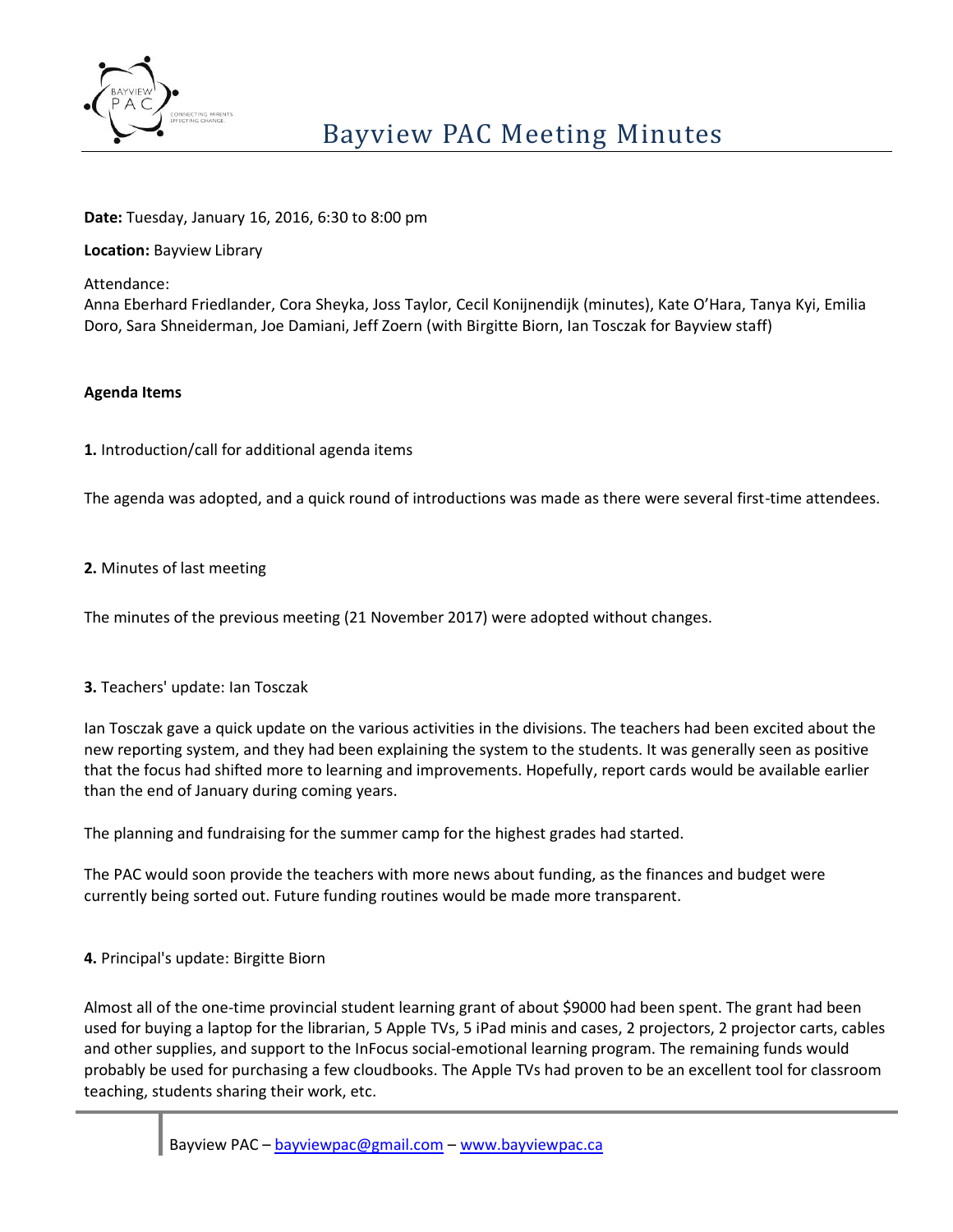# Bayview PAC Meeting Minutes

**Date:** Tuesday, January 16, 2016, 6:30 to 8:00 pm

**Location:** Bayview Library

Attendance:
Anna Eberhard Friedlander, Cora Sheyka, Joss Taylor, Cecil Konijnendijk (minutes), Kate O'Hara, Tanya Kyi, Emilia Doro, Sara Shneiderman, Joe Damiani, Jeff Zoern (with Birgitte Biorn, Ian Tosczak for Bayview staff)

**Agenda Items**

**1.** Introduction/call for additional agenda items

The agenda was adopted, and a quick round of introductions was made as there were several first-time attendees.

**2.** Minutes of last meeting

The minutes of the previous meeting (21 November 2017) were adopted without changes.

**3.** Teachers' update: Ian Tosczak

Ian Tosczak gave a quick update on the various activities in the divisions. The teachers had been excited about the new reporting system, and they had been explaining the system to the students. It was generally seen as positive that the focus had shifted more to learning and improvements. Hopefully, report cards would be available earlier than the end of January during coming years.

The planning and fundraising for the summer camp for the highest grades had started.

The PAC would soon provide the teachers with more news about funding, as the finances and budget were currently being sorted out. Future funding routines would be made more transparent.

**4.** Principal's update: Birgitte Biorn

Almost all of the one-time provincial student learning grant of about $9000 had been spent. The grant had been used for buying a laptop for the librarian, 5 Apple TVs, 5 iPad minis and cases, 2 projectors, 2 projector carts, cables and other supplies, and support to the InFocus social-emotional learning program. The remaining funds would probably be used for purchasing a few cloudbooks. The Apple TVs had proven to be an excellent tool for classroom teaching, students sharing their work, etc.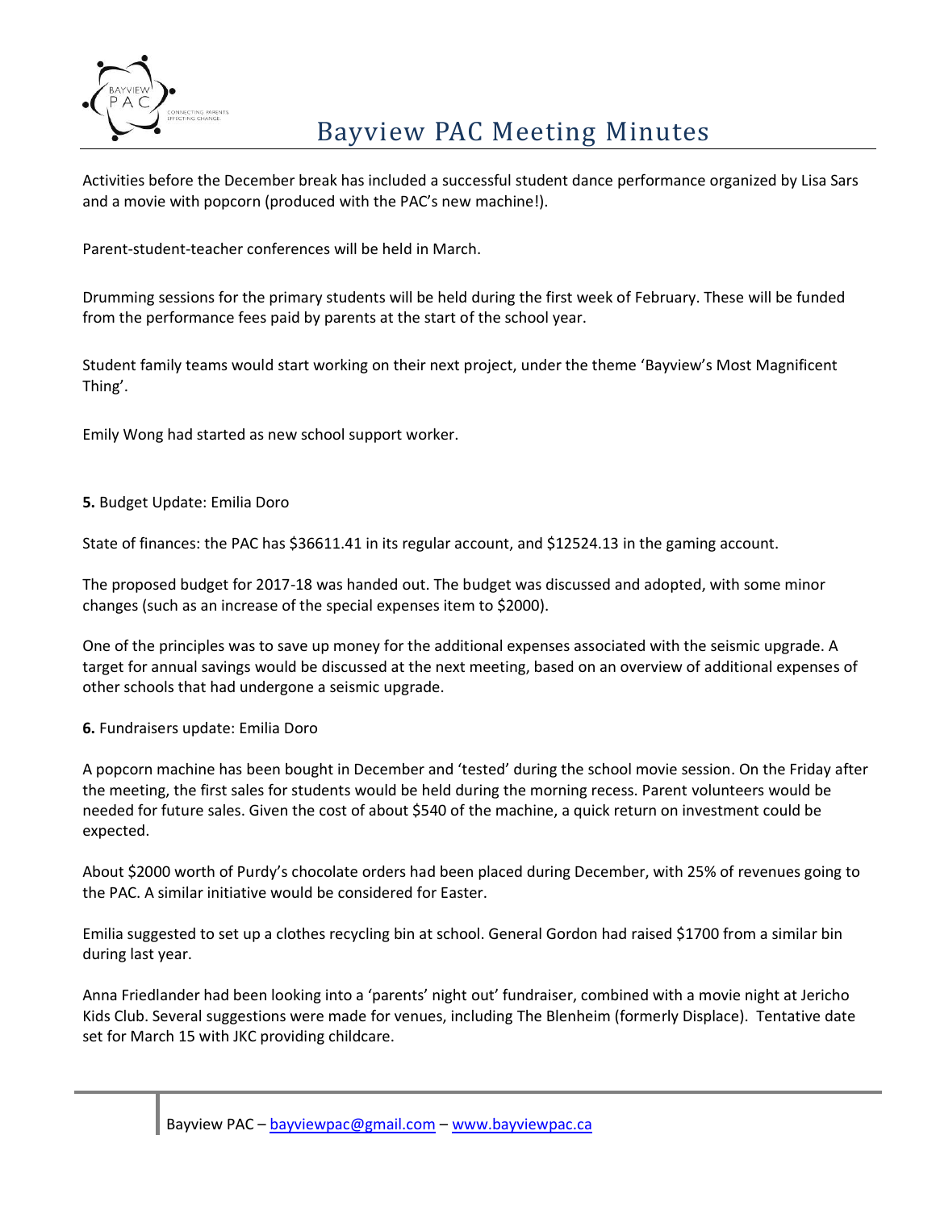Activities before the December break has included a successful student dance performance organized by Lisa Sars and a movie with popcorn (produced with the PAC's new machine!).

Parent-student-teacher conferences will be held in March.

Drumming sessions for the primary students will be held during the first week of February. These will be funded from the performance fees paid by parents at the start of the school year.

Student family teams would start working on their next project, under the theme 'Bayview's Most Magnificent Thing'.

Emily Wong had started as new school support worker.

**5.** Budget Update: Emilia Doro

State of finances: the PAC has $36611.41 in its regular account, and $12524.13 in the gaming account.

The proposed budget for 2017-18 was handed out. The budget was discussed and adopted, with some minor changes (such as an increase of the special expenses item to $2000).

One of the principles was to save up money for the additional expenses associated with the seismic upgrade. A target for annual savings would be discussed at the next meeting, based on an overview of additional expenses of other schools that had undergone a seismic upgrade.

**6.** Fundraisers update: Emilia Doro

A popcorn machine has been bought in December and 'tested' during the school movie session. On the Friday after the meeting, the first sales for students would be held during the morning recess. Parent volunteers would be needed for future sales. Given the cost of about $540 of the machine, a quick return on investment could be expected.

About $2000 worth of Purdy's chocolate orders had been placed during December, with 25% of revenues going to the PAC. A similar initiative would be considered for Easter.

Emilia suggested to set up a clothes recycling bin at school. General Gordon had raised $1700 from a similar bin during last year.

Anna Friedlander had been looking into a 'parents' night out' fundraiser, combined with a movie night at Jericho Kids Club. Several suggestions were made for venues, including The Blenheim (formerly Displace). Tentative date set for March 15 with JKC providing childcare.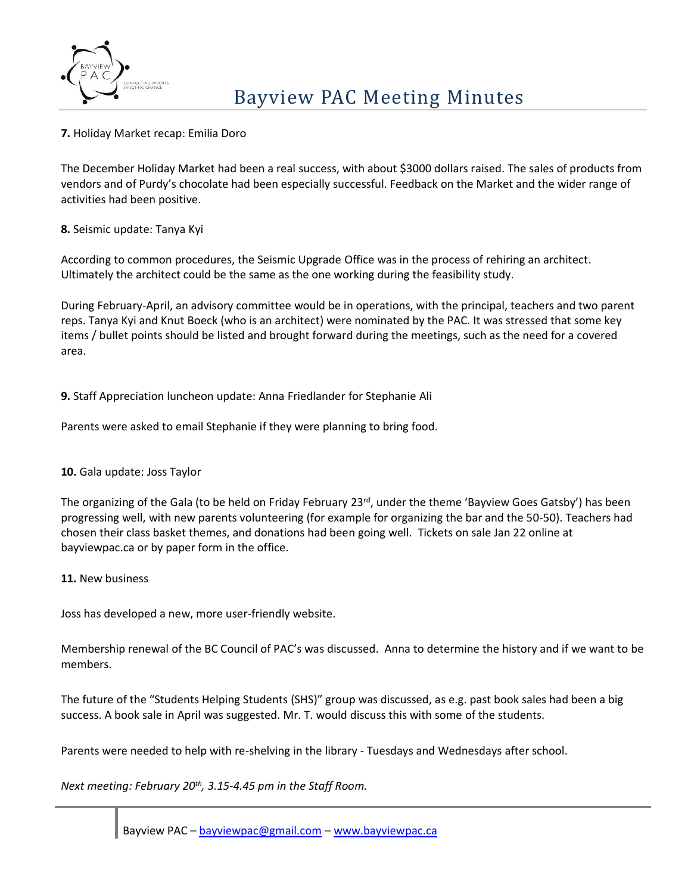**7.** Holiday Market recap: Emilia Doro

The December Holiday Market had been a real success, with about $3000 dollars raised. The sales of products from vendors and of Purdy's chocolate had been especially successful. Feedback on the Market and the wider range of activities had been positive.

**8.** Seismic update: Tanya Kyi

According to common procedures, the Seismic Upgrade Office was in the process of rehiring an architect. Ultimately the architect could be the same as the one working during the feasibility study.

During February-April, an advisory committee would be in operations, with the principal, teachers and two parent reps. Tanya Kyi and Knut Boeck (who is an architect) were nominated by the PAC. It was stressed that some key items / bullet points should be listed and brought forward during the meetings, such as the need for a covered area.

**9.** Staff Appreciation luncheon update: Anna Friedlander for Stephanie Ali

Parents were asked to email Stephanie if they were planning to bring food.

**10.** Gala update: Joss Taylor

The organizing of the Gala (to be held on Friday February 23rd, under the theme 'Bayview Goes Gatsby') has been progressing well, with new parents volunteering (for example for organizing the bar and the 50-50). Teachers had chosen their class basket themes, and donations had been going well. Tickets on sale Jan 22 online at bayviewpac.ca or by paper form in the office.

**11.** New business

Joss has developed a new, more user-friendly website.

Membership renewal of the BC Council of PAC's was discussed. Anna to determine the history and if we want to be members.

The future of the "Students Helping Students (SHS)" group was discussed, as e.g. past book sales had been a big success. A book sale in April was suggested. Mr. T. would discuss this with some of the students.

Parents were needed to help with re-shelving in the library - Tuesdays and Wednesdays after school.

*Next meeting: February 20th, 3.15-4.45 pm in the Staff Room.*